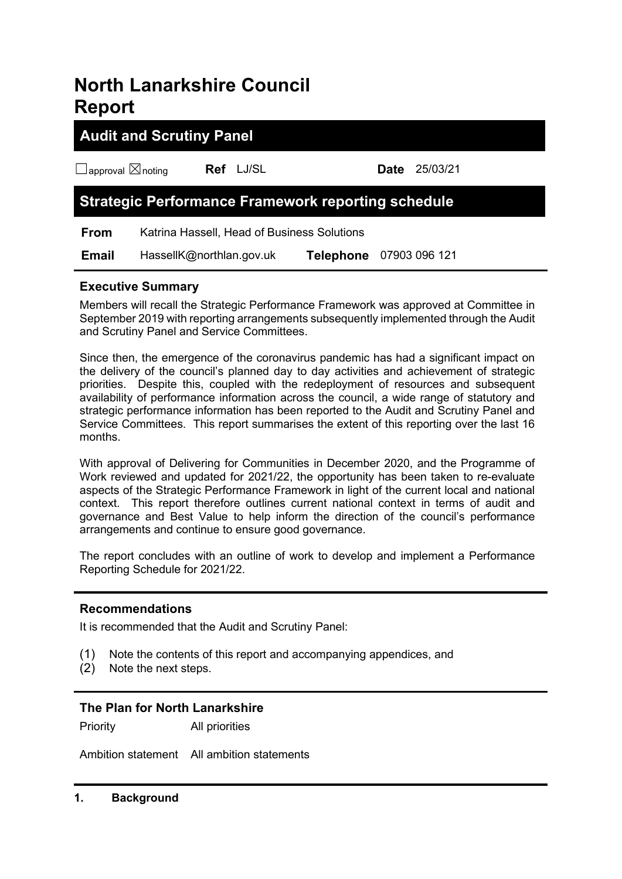# North Lanarkshire Council Report

## Audit and Scrutiny Panel

☐approval ☒noting **Ref** LJ/SL **Date** 25/03/21

## Strategic Performance Framework reporting schedule

**From** Katrina Hassell, Head of Business Solutions

**Email** HassellK@northlan.gov.uk **Telephone** 07903 096 121

### Executive Summary

Members will recall the Strategic Performance Framework was approved at Committee in September 2019 with reporting arrangements subsequently implemented through the Audit and Scrutiny Panel and Service Committees.

Since then, the emergence of the coronavirus pandemic has had a significant impact on the delivery of the council's planned day to day activities and achievement of strategic priorities. Despite this, coupled with the redeployment of resources and subsequent availability of performance information across the council, a wide range of statutory and strategic performance information has been reported to the Audit and Scrutiny Panel and Service Committees. This report summarises the extent of this reporting over the last 16 months.

With approval of Delivering for Communities in December 2020, and the Programme of Work reviewed and updated for 2021/22, the opportunity has been taken to re-evaluate aspects of the Strategic Performance Framework in light of the current local and national context. This report therefore outlines current national context in terms of audit and governance and Best Value to help inform the direction of the council's performance arrangements and continue to ensure good governance.

The report concludes with an outline of work to develop and implement a Performance Reporting Schedule for 2021/22.

### Recommendations

It is recommended that the Audit and Scrutiny Panel:

(1) Note the contents of this report and accompanying appendices, and
(2) Note the next steps.

### The Plan for North Lanarkshire

Priority All priorities

Ambition statement All ambition statements

### 1. Background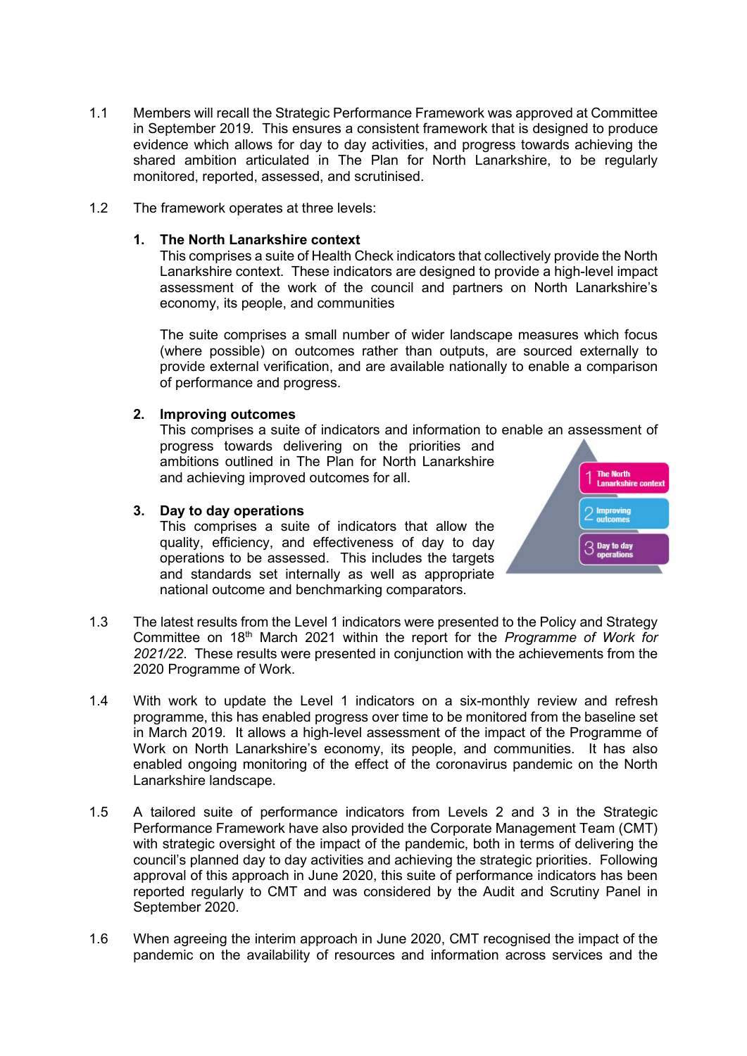1.1 Members will recall the Strategic Performance Framework was approved at Committee in September 2019. This ensures a consistent framework that is designed to produce evidence which allows for day to day activities, and progress towards achieving the shared ambition articulated in The Plan for North Lanarkshire, to be regularly monitored, reported, assessed, and scrutinised.

1.2 The framework operates at three levels:

**1. The North Lanarkshire context**
This comprises a suite of Health Check indicators that collectively provide the North Lanarkshire context. These indicators are designed to provide a high-level impact assessment of the work of the council and partners on North Lanarkshire's economy, its people, and communities

The suite comprises a small number of wider landscape measures which focus (where possible) on outcomes rather than outputs, are sourced externally to provide external verification, and are available nationally to enable a comparison of performance and progress.

**2. Improving outcomes**
This comprises a suite of indicators and information to enable an assessment of progress towards delivering on the priorities and ambitions outlined in The Plan for North Lanarkshire and achieving improved outcomes for all.

**3. Day to day operations**
This comprises a suite of indicators that allow the quality, efficiency, and effectiveness of day to day operations to be assessed. This includes the targets and standards set internally as well as appropriate national outcome and benchmarking comparators.

1 The North Lanarkshire context
2 Improving outcomes
3 Day to day operations

1.3 The latest results from the Level 1 indicators were presented to the Policy and Strategy Committee on 18th March 2021 within the report for the *Programme of Work for 2021/22*. These results were presented in conjunction with the achievements from the 2020 Programme of Work.

1.4 With work to update the Level 1 indicators on a six-monthly review and refresh programme, this has enabled progress over time to be monitored from the baseline set in March 2019. It allows a high-level assessment of the impact of the Programme of Work on North Lanarkshire's economy, its people, and communities. It has also enabled ongoing monitoring of the effect of the coronavirus pandemic on the North Lanarkshire landscape.

1.5 A tailored suite of performance indicators from Levels 2 and 3 in the Strategic Performance Framework have also provided the Corporate Management Team (CMT) with strategic oversight of the impact of the pandemic, both in terms of delivering the council's planned day to day activities and achieving the strategic priorities. Following approval of this approach in June 2020, this suite of performance indicators has been reported regularly to CMT and was considered by the Audit and Scrutiny Panel in September 2020.

1.6 When agreeing the interim approach in June 2020, CMT recognised the impact of the pandemic on the availability of resources and information across services and the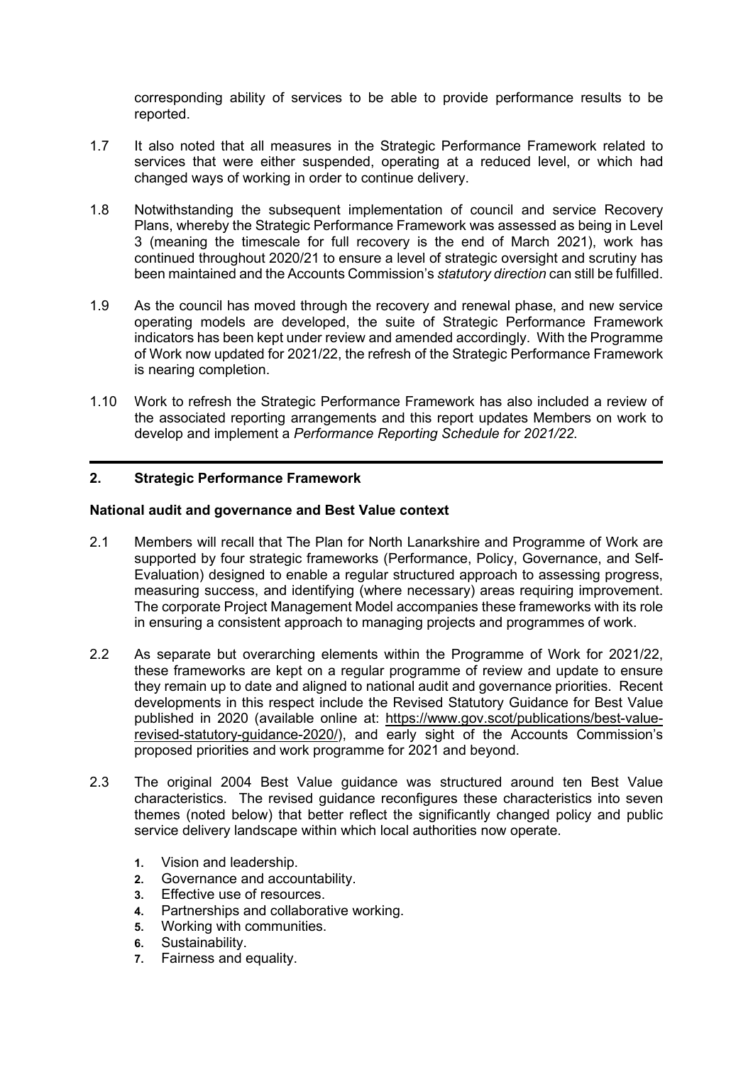corresponding ability of services to be able to provide performance results to be reported.

1.7 It also noted that all measures in the Strategic Performance Framework related to services that were either suspended, operating at a reduced level, or which had changed ways of working in order to continue delivery.

1.8 Notwithstanding the subsequent implementation of council and service Recovery Plans, whereby the Strategic Performance Framework was assessed as being in Level 3 (meaning the timescale for full recovery is the end of March 2021), work has continued throughout 2020/21 to ensure a level of strategic oversight and scrutiny has been maintained and the Accounts Commission's *statutory direction* can still be fulfilled.

1.9 As the council has moved through the recovery and renewal phase, and new service operating models are developed, the suite of Strategic Performance Framework indicators has been kept under review and amended accordingly. With the Programme of Work now updated for 2021/22, the refresh of the Strategic Performance Framework is nearing completion.

1.10 Work to refresh the Strategic Performance Framework has also included a review of the associated reporting arrangements and this report updates Members on work to develop and implement a *Performance Reporting Schedule for 2021/22.*

## 2. Strategic Performance Framework

### National audit and governance and Best Value context

2.1 Members will recall that The Plan for North Lanarkshire and Programme of Work are supported by four strategic frameworks (Performance, Policy, Governance, and Self-Evaluation) designed to enable a regular structured approach to assessing progress, measuring success, and identifying (where necessary) areas requiring improvement. The corporate Project Management Model accompanies these frameworks with its role in ensuring a consistent approach to managing projects and programmes of work.

2.2 As separate but overarching elements within the Programme of Work for 2021/22, these frameworks are kept on a regular programme of review and update to ensure they remain up to date and aligned to national audit and governance priorities. Recent developments in this respect include the Revised Statutory Guidance for Best Value published in 2020 (available online at: https://www.gov.scot/publications/best-value-revised-statutory-guidance-2020/), and early sight of the Accounts Commission's proposed priorities and work programme for 2021 and beyond.

2.3 The original 2004 Best Value guidance was structured around ten Best Value characteristics. The revised guidance reconfigures these characteristics into seven themes (noted below) that better reflect the significantly changed policy and public service delivery landscape within which local authorities now operate.

1. Vision and leadership.
2. Governance and accountability.
3. Effective use of resources.
4. Partnerships and collaborative working.
5. Working with communities.
6. Sustainability.
7. Fairness and equality.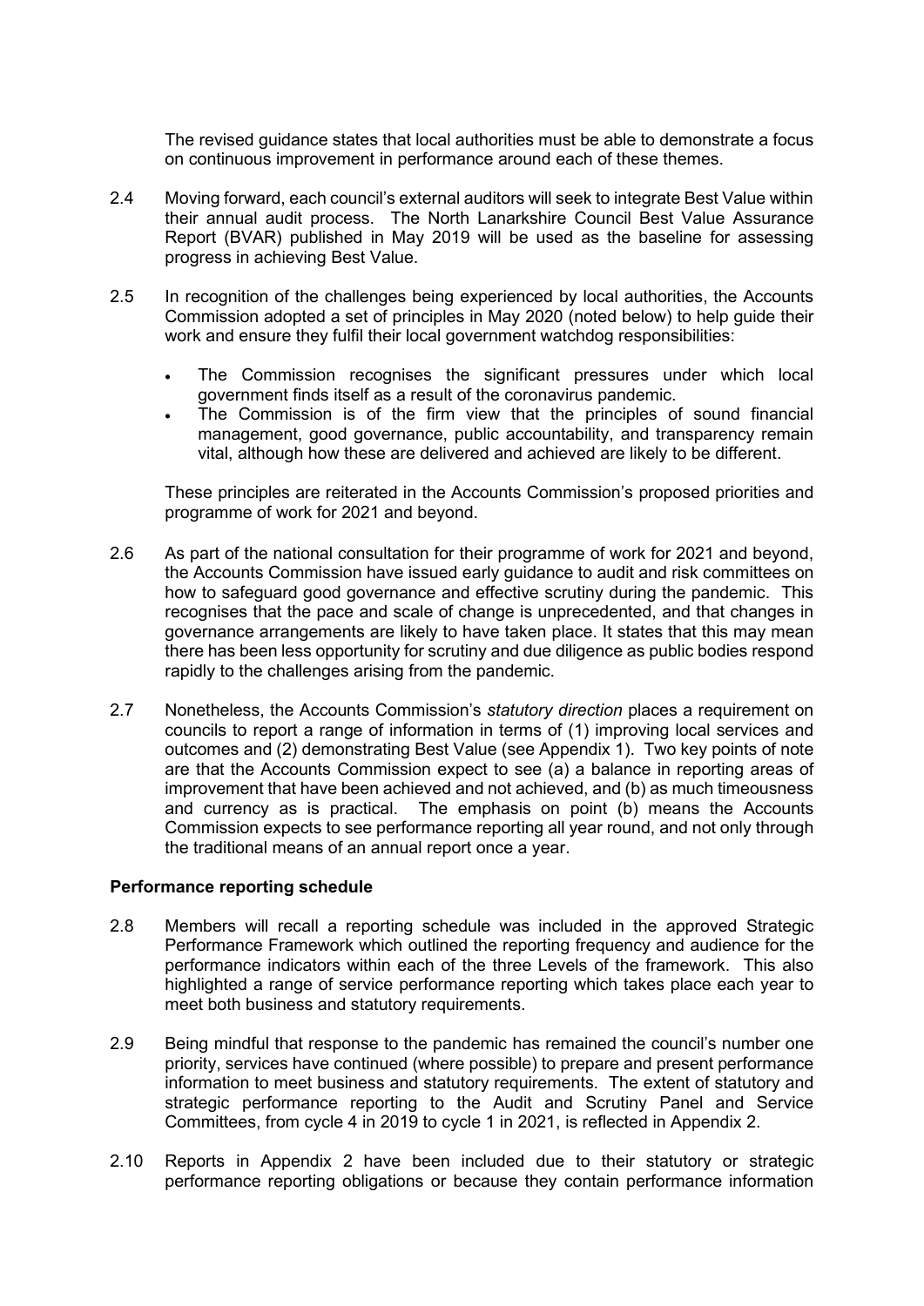The revised guidance states that local authorities must be able to demonstrate a focus on continuous improvement in performance around each of these themes.

2.4 Moving forward, each council's external auditors will seek to integrate Best Value within their annual audit process. The North Lanarkshire Council Best Value Assurance Report (BVAR) published in May 2019 will be used as the baseline for assessing progress in achieving Best Value.

2.5 In recognition of the challenges being experienced by local authorities, the Accounts Commission adopted a set of principles in May 2020 (noted below) to help guide their work and ensure they fulfil their local government watchdog responsibilities:

- The Commission recognises the significant pressures under which local government finds itself as a result of the coronavirus pandemic.
- The Commission is of the firm view that the principles of sound financial management, good governance, public accountability, and transparency remain vital, although how these are delivered and achieved are likely to be different.

These principles are reiterated in the Accounts Commission's proposed priorities and programme of work for 2021 and beyond.

2.6 As part of the national consultation for their programme of work for 2021 and beyond, the Accounts Commission have issued early guidance to audit and risk committees on how to safeguard good governance and effective scrutiny during the pandemic. This recognises that the pace and scale of change is unprecedented, and that changes in governance arrangements are likely to have taken place. It states that this may mean there has been less opportunity for scrutiny and due diligence as public bodies respond rapidly to the challenges arising from the pandemic.

2.7 Nonetheless, the Accounts Commission's *statutory direction* places a requirement on councils to report a range of information in terms of (1) improving local services and outcomes and (2) demonstrating Best Value (see Appendix 1). Two key points of note are that the Accounts Commission expect to see (a) a balance in reporting areas of improvement that have been achieved and not achieved, and (b) as much timeousness and currency as is practical. The emphasis on point (b) means the Accounts Commission expects to see performance reporting all year round, and not only through the traditional means of an annual report once a year.

### Performance reporting schedule

2.8 Members will recall a reporting schedule was included in the approved Strategic Performance Framework which outlined the reporting frequency and audience for the performance indicators within each of the three Levels of the framework. This also highlighted a range of service performance reporting which takes place each year to meet both business and statutory requirements.

2.9 Being mindful that response to the pandemic has remained the council's number one priority, services have continued (where possible) to prepare and present performance information to meet business and statutory requirements. The extent of statutory and strategic performance reporting to the Audit and Scrutiny Panel and Service Committees, from cycle 4 in 2019 to cycle 1 in 2021, is reflected in Appendix 2.

2.10 Reports in Appendix 2 have been included due to their statutory or strategic performance reporting obligations or because they contain performance information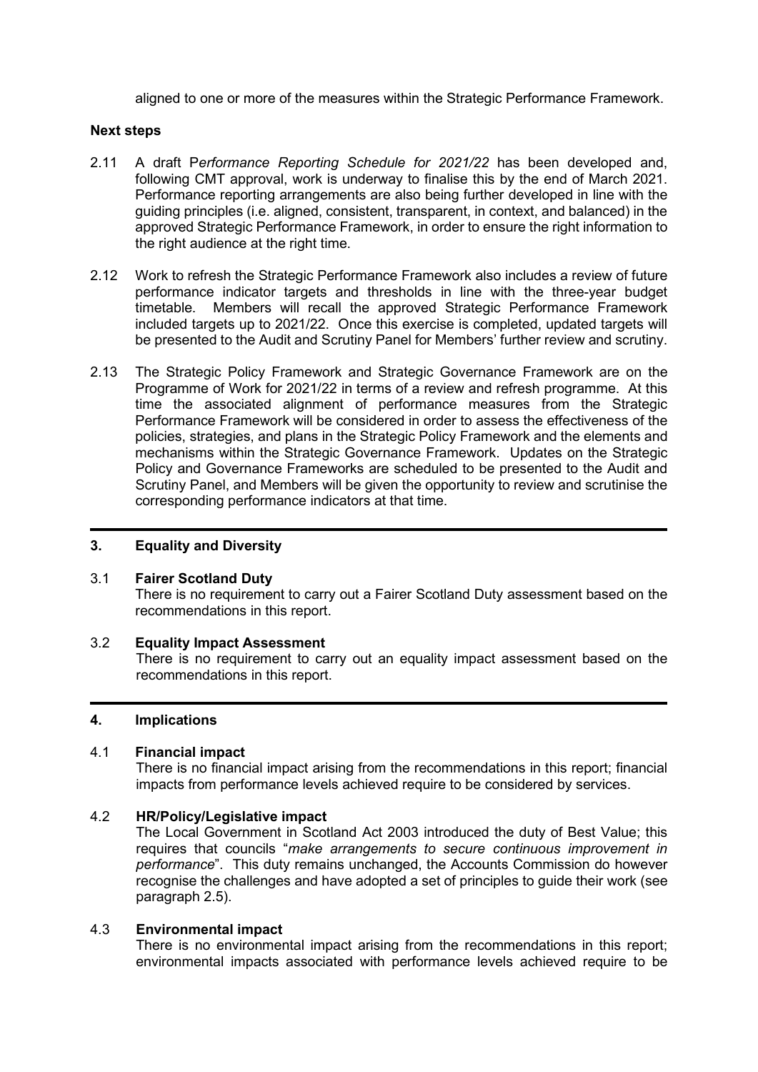aligned to one or more of the measures within the Strategic Performance Framework.

**Next steps**

2.11 A draft P*erformance Reporting Schedule for 2021/22* has been developed and, following CMT approval, work is underway to finalise this by the end of March 2021. Performance reporting arrangements are also being further developed in line with the guiding principles (i.e. aligned, consistent, transparent, in context, and balanced) in the approved Strategic Performance Framework, in order to ensure the right information to the right audience at the right time.

2.12 Work to refresh the Strategic Performance Framework also includes a review of future performance indicator targets and thresholds in line with the three-year budget timetable. Members will recall the approved Strategic Performance Framework included targets up to 2021/22. Once this exercise is completed, updated targets will be presented to the Audit and Scrutiny Panel for Members' further review and scrutiny.

2.13 The Strategic Policy Framework and Strategic Governance Framework are on the Programme of Work for 2021/22 in terms of a review and refresh programme. At this time the associated alignment of performance measures from the Strategic Performance Framework will be considered in order to assess the effectiveness of the policies, strategies, and plans in the Strategic Policy Framework and the elements and mechanisms within the Strategic Governance Framework. Updates on the Strategic Policy and Governance Frameworks are scheduled to be presented to the Audit and Scrutiny Panel, and Members will be given the opportunity to review and scrutinise the corresponding performance indicators at that time.

## 3. Equality and Diversity

3.1 **Fairer Scotland Duty**
There is no requirement to carry out a Fairer Scotland Duty assessment based on the recommendations in this report.

3.2 **Equality Impact Assessment**
There is no requirement to carry out an equality impact assessment based on the recommendations in this report.

## 4. Implications

4.1 **Financial impact**
There is no financial impact arising from the recommendations in this report; financial impacts from performance levels achieved require to be considered by services.

4.2 **HR/Policy/Legislative impact**
The Local Government in Scotland Act 2003 introduced the duty of Best Value; this requires that councils "*make arrangements to secure continuous improvement in performance*". This duty remains unchanged, the Accounts Commission do however recognise the challenges and have adopted a set of principles to guide their work (see paragraph 2.5).

4.3 **Environmental impact**
There is no environmental impact arising from the recommendations in this report; environmental impacts associated with performance levels achieved require to be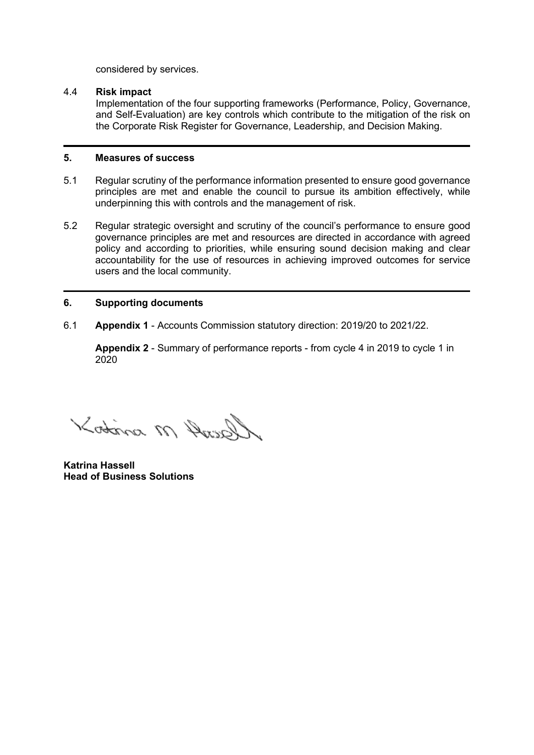considered by services.

4.4 **Risk impact**

Implementation of the four supporting frameworks (Performance, Policy, Governance, and Self-Evaluation) are key controls which contribute to the mitigation of the risk on the Corporate Risk Register for Governance, Leadership, and Decision Making.

---

## 5. Measures of success

5.1 Regular scrutiny of the performance information presented to ensure good governance principles are met and enable the council to pursue its ambition effectively, while underpinning this with controls and the management of risk.

5.2 Regular strategic oversight and scrutiny of the council's performance to ensure good governance principles are met and resources are directed in accordance with agreed policy and according to priorities, while ensuring sound decision making and clear accountability for the use of resources in achieving improved outcomes for service users and the local community.

---

## 6. Supporting documents

6.1 **Appendix 1** - Accounts Commission statutory direction: 2019/20 to 2021/22.

**Appendix 2** - Summary of performance reports - from cycle 4 in 2019 to cycle 1 in 2020

Katrina M Hassell

**Katrina Hassell**
**Head of Business Solutions**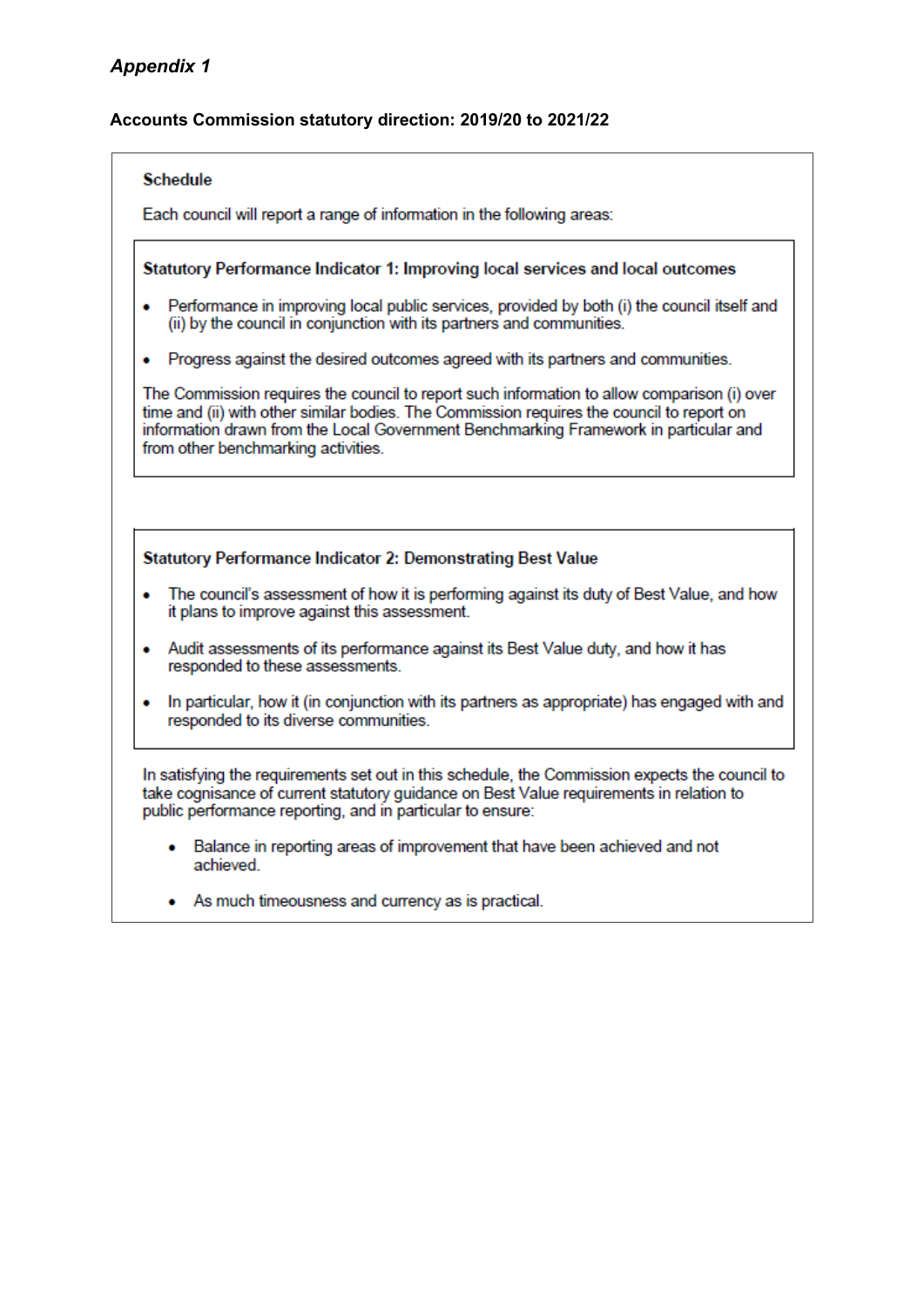*Appendix 1*

**Accounts Commission statutory direction: 2019/20 to 2021/22**

**Schedule**

Each council will report a range of information in the following areas:

**Statutory Performance Indicator 1: Improving local services and local outcomes**

- Performance in improving local public services, provided by both (i) the council itself and (ii) by the council in conjunction with its partners and communities.
- Progress against the desired outcomes agreed with its partners and communities.

The Commission requires the council to report such information to allow comparison (i) over time and (ii) with other similar bodies. The Commission requires the council to report on information drawn from the Local Government Benchmarking Framework in particular and from other benchmarking activities.

**Statutory Performance Indicator 2: Demonstrating Best Value**

- The council's assessment of how it is performing against its duty of Best Value, and how it plans to improve against this assessment.
- Audit assessments of its performance against its Best Value duty, and how it has responded to these assessments.
- In particular, how it (in conjunction with its partners as appropriate) has engaged with and responded to its diverse communities.

In satisfying the requirements set out in this schedule, the Commission expects the council to take cognisance of current statutory guidance on Best Value requirements in relation to public performance reporting, and in particular to ensure:

- Balance in reporting areas of improvement that have been achieved and not achieved.
- As much timeousness and currency as is practical.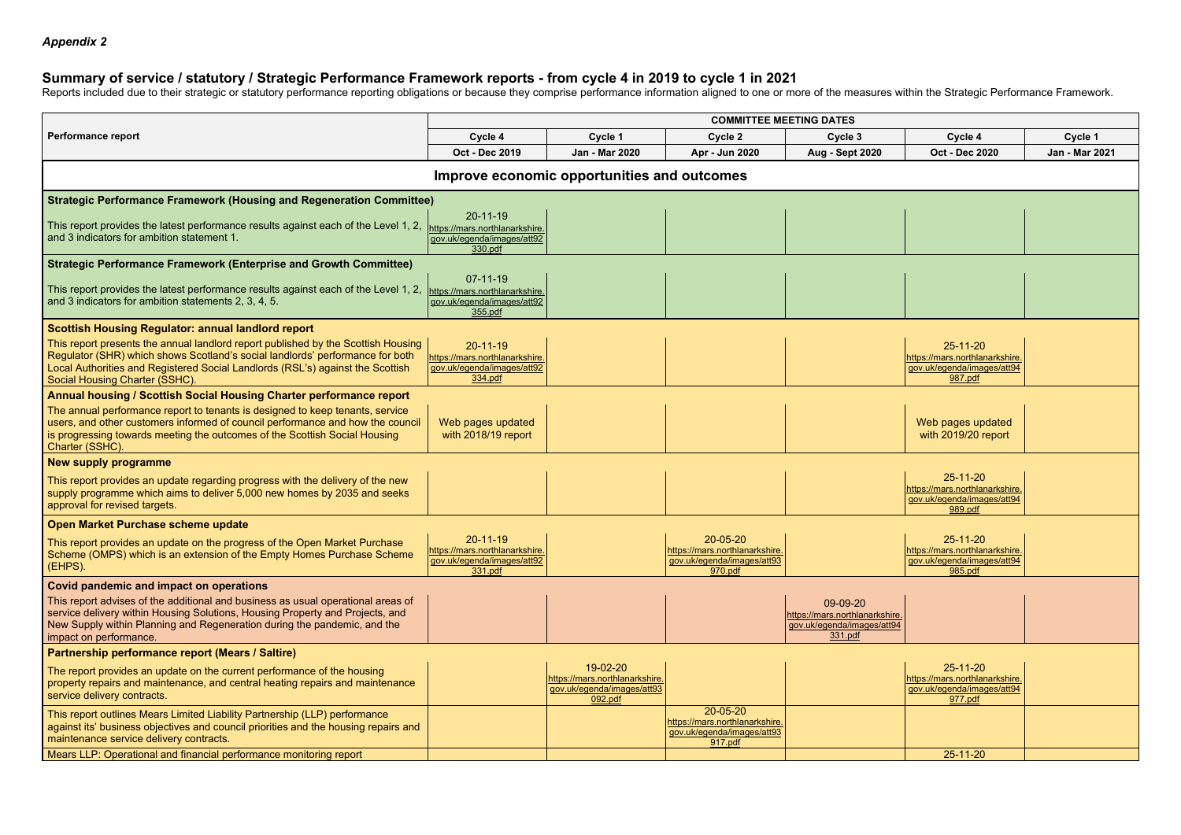*Appendix 2*

## Summary of service / statutory / Strategic Performance Framework reports - from cycle 4 in 2019 to cycle 1 in 2021

Reports included due to their strategic or statutory performance reporting obligations or because they comprise performance information aligned to one or more of the measures within the Strategic Performance Framework.

| Performance report | COMMITTEE MEETING DATES | | | | | |
|---|---|---|---|---|---|---|
| | Cycle 4 | Cycle 1 | Cycle 2 | Cycle 3 | Cycle 4 | Cycle 1 |
| | Oct - Dec 2019 | Jan - Mar 2020 | Apr - Jun 2020 | Aug - Sept 2020 | Oct - Dec 2020 | Jan - Mar 2021 |
| **Improve economic opportunities and outcomes** | | | | | | |
| **Strategic Performance Framework (Housing and Regeneration Committee)** | | | | | | |
| This report provides the latest performance results against each of the Level 1, 2, and 3 indicators for ambition statement 1. | 20-11-19 https://mars.northlanarkshire.gov.uk/egenda/images/att92330.pdf | | | | | |
| **Strategic Performance Framework (Enterprise and Growth Committee)** | | | | | | |
| This report provides the latest performance results against each of the Level 1, 2, and 3 indicators for ambition statements 2, 3, 4, 5. | 07-11-19 https://mars.northlanarkshire.gov.uk/egenda/images/att92355.pdf | | | | | |
| **Scottish Housing Regulator: annual landlord report** | | | | | | |
| This report presents the annual landlord report published by the Scottish Housing Regulator (SHR) which shows Scotland's social landlords' performance for both Local Authorities and Registered Social Landlords (RSL's) against the Scottish Social Housing Charter (SSHC). | 20-11-19 https://mars.northlanarkshire.gov.uk/egenda/images/att92334.pdf | | | | 25-11-20 https://mars.northlanarkshire.gov.uk/egenda/images/att94987.pdf | |
| **Annual housing / Scottish Social Housing Charter performance report** | | | | | | |
| The annual performance report to tenants is designed to keep tenants, service users, and other customers informed of council performance and how the council is progressing towards meeting the outcomes of the Scottish Social Housing Charter (SSHC). | Web pages updated with 2018/19 report | | | | Web pages updated with 2019/20 report | |
| **New supply programme** | | | | | | |
| This report provides an update regarding progress with the delivery of the new supply programme which aims to deliver 5,000 new homes by 2035 and seeks approval for revised targets. | | | | | 25-11-20 https://mars.northlanarkshire.gov.uk/egenda/images/att94989.pdf | |
| **Open Market Purchase scheme update** | | | | | | |
| This report provides an update on the progress of the Open Market Purchase Scheme (OMPS) which is an extension of the Empty Homes Purchase Scheme (EHPS). | 20-11-19 https://mars.northlanarkshire.gov.uk/egenda/images/att92331.pdf | | 20-05-20 https://mars.northlanarkshire.gov.uk/egenda/images/att93970.pdf | | 25-11-20 https://mars.northlanarkshire.gov.uk/egenda/images/att94985.pdf | |
| **Covid pandemic and impact on operations** | | | | | | |
| This report advises of the additional and business as usual operational areas of service delivery within Housing Solutions, Housing Property and Projects, and New Supply within Planning and Regeneration during the pandemic, and the impact on performance. | | | | 09-09-20 https://mars.northlanarkshire.gov.uk/egenda/images/att94331.pdf | | |
| **Partnership performance report (Mears / Saltire)** | | | | | | |
| The report provides an update on the current performance of the housing property repairs and maintenance, and central heating repairs and maintenance service delivery contracts. | | 19-02-20 https://mars.northlanarkshire.gov.uk/egenda/images/att93092.pdf | | | 25-11-20 https://mars.northlanarkshire.gov.uk/egenda/images/att94977.pdf | |
| This report outlines Mears Limited Liability Partnership (LLP) performance against its' business objectives and council priorities and the housing repairs and maintenance service delivery contracts. | | | 20-05-20 https://mars.northlanarkshire.gov.uk/egenda/images/att93917.pdf | | | |
| Mears LLP: Operational and financial performance monitoring report | | | | | 25-11-20 | |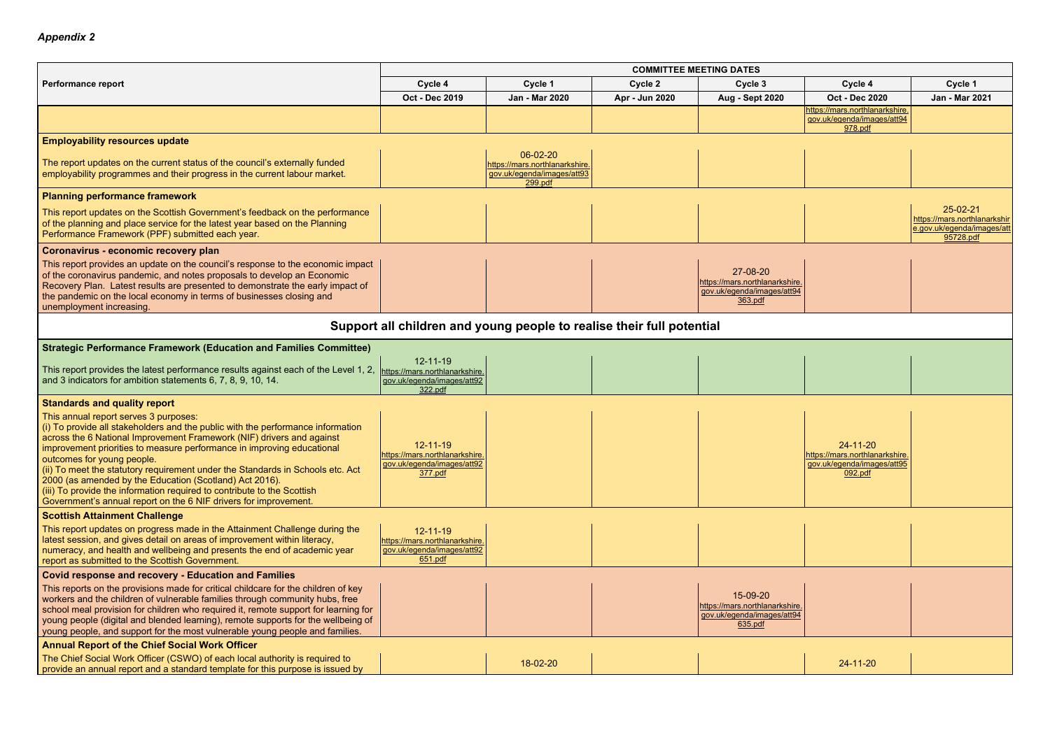*Appendix 2*

| Performance report | COMMITTEE MEETING DATES | | | | | |
|---|---|---|---|---|---|---|
| | Cycle 4 | Cycle 1 | Cycle 2 | Cycle 3 | Cycle 4 | Cycle 1 |
| | Oct - Dec 2019 | Jan - Mar 2020 | Apr - Jun 2020 | Aug - Sept 2020 | Oct - Dec 2020 | Jan - Mar 2021 |
| | | | | | https://mars.northlanarkshire.gov.uk/egenda/images/att94978.pdf | |
| **Employability resources update** | | | | | | |
| The report updates on the current status of the council's externally funded employability programmes and their progress in the current labour market. | | 06-02-20 https://mars.northlanarkshire.gov.uk/egenda/images/att93299.pdf | | | | |
| **Planning performance framework** | | | | | | |
| This report updates on the Scottish Government's feedback on the performance of the planning and place service for the latest year based on the Planning Performance Framework (PPF) submitted each year. | | | | | | 25-02-21 https://mars.northlanarkshire.gov.uk/egenda/images/att95728.pdf |
| **Coronavirus - economic recovery plan** | | | | | | |
| This report provides an update on the council's response to the economic impact of the coronavirus pandemic, and notes proposals to develop an Economic Recovery Plan. Latest results are presented to demonstrate the early impact of the pandemic on the local economy in terms of businesses closing and unemployment increasing. | | | | 27-08-20 https://mars.northlanarkshire.gov.uk/egenda/images/att94363.pdf | | |
| **Support all children and young people to realise their full potential** | | | | | | |
| **Strategic Performance Framework (Education and Families Committee)** | | | | | | |
| This report provides the latest performance results against each of the Level 1, 2, and 3 indicators for ambition statements 6, 7, 8, 9, 10, 14. | 12-11-19 https://mars.northlanarkshire.gov.uk/egenda/images/att92322.pdf | | | | | |
| **Standards and quality report** | | | | | | |
| This annual report serves 3 purposes: (i) To provide all stakeholders and the public with the performance information across the 6 National Improvement Framework (NIF) drivers and against improvement priorities to measure performance in improving educational outcomes for young people. (ii) To meet the statutory requirement under the Standards in Schools etc. Act 2000 (as amended by the Education (Scotland) Act 2016). (iii) To provide the information required to contribute to the Scottish Government's annual report on the 6 NIF drivers for improvement. | 12-11-19 https://mars.northlanarkshire.gov.uk/egenda/images/att92377.pdf | | | | 24-11-20 https://mars.northlanarkshire.gov.uk/egenda/images/att95092.pdf | |
| **Scottish Attainment Challenge** | | | | | | |
| This report updates on progress made in the Attainment Challenge during the latest session, and gives detail on areas of improvement within literacy, numeracy, and health and wellbeing and presents the end of academic year report as submitted to the Scottish Government. | 12-11-19 https://mars.northlanarkshire.gov.uk/egenda/images/att92651.pdf | | | | | |
| **Covid response and recovery - Education and Families** | | | | | | |
| This reports on the provisions made for critical childcare for the children of key workers and the children of vulnerable families through community hubs, free school meal provision for children who required it, remote support for learning for young people (digital and blended learning), remote supports for the wellbeing of young people, and support for the most vulnerable young people and families. | | | | 15-09-20 https://mars.northlanarkshire.gov.uk/egenda/images/att94635.pdf | | |
| **Annual Report of the Chief Social Work Officer** | | | | | | |
| The Chief Social Work Officer (CSWO) of each local authority is required to provide an annual report and a standard template for this purpose is issued by | | 18-02-20 | | | 24-11-20 | |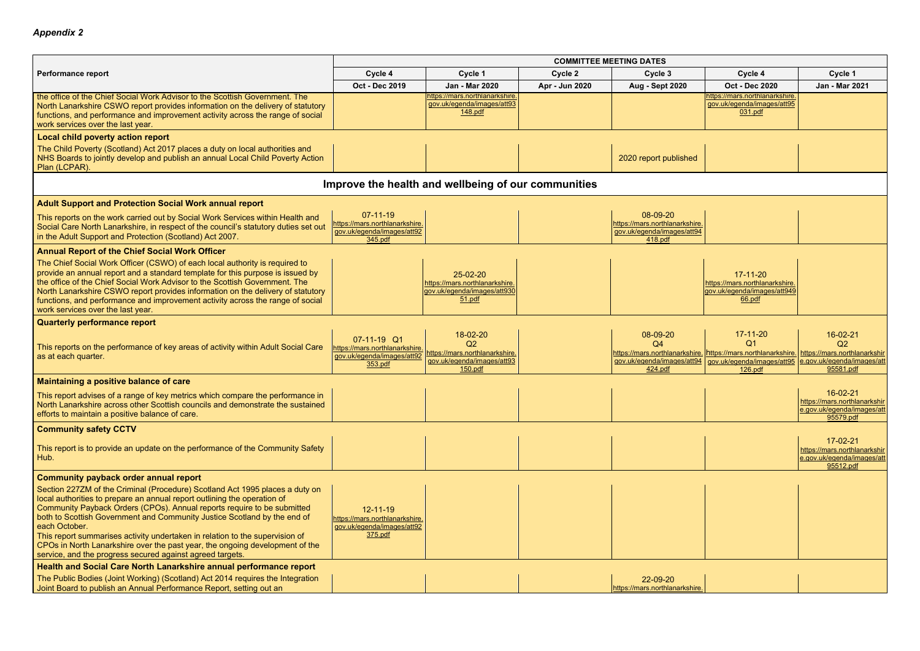*Appendix 2*

| Performance report | COMMITTEE MEETING DATES | | | | | |
|---|---|---|---|---|---|---|
| | Cycle 4 | Cycle 1 | Cycle 2 | Cycle 3 | Cycle 4 | Cycle 1 |
| | Oct - Dec 2019 | Jan - Mar 2020 | Apr - Jun 2020 | Aug - Sept 2020 | Oct - Dec 2020 | Jan - Mar 2021 |
| the office of the Chief Social Work Advisor to the Scottish Government. The North Lanarkshire CSWO report provides information on the delivery of statutory functions, and performance and improvement activity across the range of social work services over the last year. | | https://mars.northlanarkshire.gov.uk/egenda/images/att93148.pdf | | | https://mars.northlanarkshire.gov.uk/egenda/images/att95031.pdf | |
| **Local child poverty action report** | | | | | | |
| The Child Poverty (Scotland) Act 2017 places a duty on local authorities and NHS Boards to jointly develop and publish an annual Local Child Poverty Action Plan (LCPAR). | | | | 2020 report published | | |
| **Improve the health and wellbeing of our communities** | | | | | | |
| **Adult Support and Protection Social Work annual report** | | | | | | |
| This reports on the work carried out by Social Work Services within Health and Social Care North Lanarkshire, in respect of the council's statutory duties set out in the Adult Support and Protection (Scotland) Act 2007. | 07-11-19 https://mars.northlanarkshire.gov.uk/egenda/images/att92345.pdf | | | 08-09-20 https://mars.northlanarkshire.gov.uk/egenda/images/att94418.pdf | | |
| **Annual Report of the Chief Social Work Officer** | | | | | | |
| The Chief Social Work Officer (CSWO) of each local authority is required to provide an annual report and a standard template for this purpose is issued by the office of the Chief Social Work Advisor to the Scottish Government. The North Lanarkshire CSWO report provides information on the delivery of statutory functions, and performance and improvement activity across the range of social work services over the last year. | | 25-02-20 https://mars.northlanarkshire.gov.uk/egenda/images/att93051.pdf | | | 17-11-20 https://mars.northlanarkshire.gov.uk/egenda/images/att94966.pdf | |
| **Quarterly performance report** | | | | | | |
| This reports on the performance of key areas of activity within Adult Social Care as at each quarter. | 07-11-19 Q1 https://mars.northlanarkshire.gov.uk/egenda/images/att92353.pdf | 18-02-20 Q2 https://mars.northlanarkshire.gov.uk/egenda/images/att93150.pdf | | 08-09-20 Q4 https://mars.northlanarkshire.gov.uk/egenda/images/att94424.pdf | 17-11-20 Q1 https://mars.northlanarkshire.gov.uk/egenda/images/att95126.pdf | 16-02-21 Q2 https://mars.northlanarkshire.gov.uk/egenda/images/att95581.pdf |
| **Maintaining a positive balance of care** | | | | | | |
| This report advises of a range of key metrics which compare the performance in North Lanarkshire across other Scottish councils and demonstrate the sustained efforts to maintain a positive balance of care. | | | | | | 16-02-21 https://mars.northlanarkshire.gov.uk/egenda/images/att95579.pdf |
| **Community safety CCTV** | | | | | | |
| This report is to provide an update on the performance of the Community Safety Hub. | | | | | | 17-02-21 https://mars.northlanarkshire.gov.uk/egenda/images/att95512.pdf |
| **Community payback order annual report** | | | | | | |
| Section 227ZM of the Criminal (Procedure) Scotland Act 1995 places a duty on local authorities to prepare an annual report outlining the operation of Community Payback Orders (CPOs). Annual reports require to be submitted both to Scottish Government and Community Justice Scotland by the end of each October. This report summarises activity undertaken in relation to the supervision of CPOs in North Lanarkshire over the past year, the ongoing development of the service, and the progress secured against agreed targets. | 12-11-19 https://mars.northlanarkshire.gov.uk/egenda/images/att92375.pdf | | | | | |
| **Health and Social Care North Lanarkshire annual performance report** | | | | | | |
| The Public Bodies (Joint Working) (Scotland) Act 2014 requires the Integration Joint Board to publish an Annual Performance Report, setting out an | | | | 22-09-20 https://mars.northlanarkshire. | | |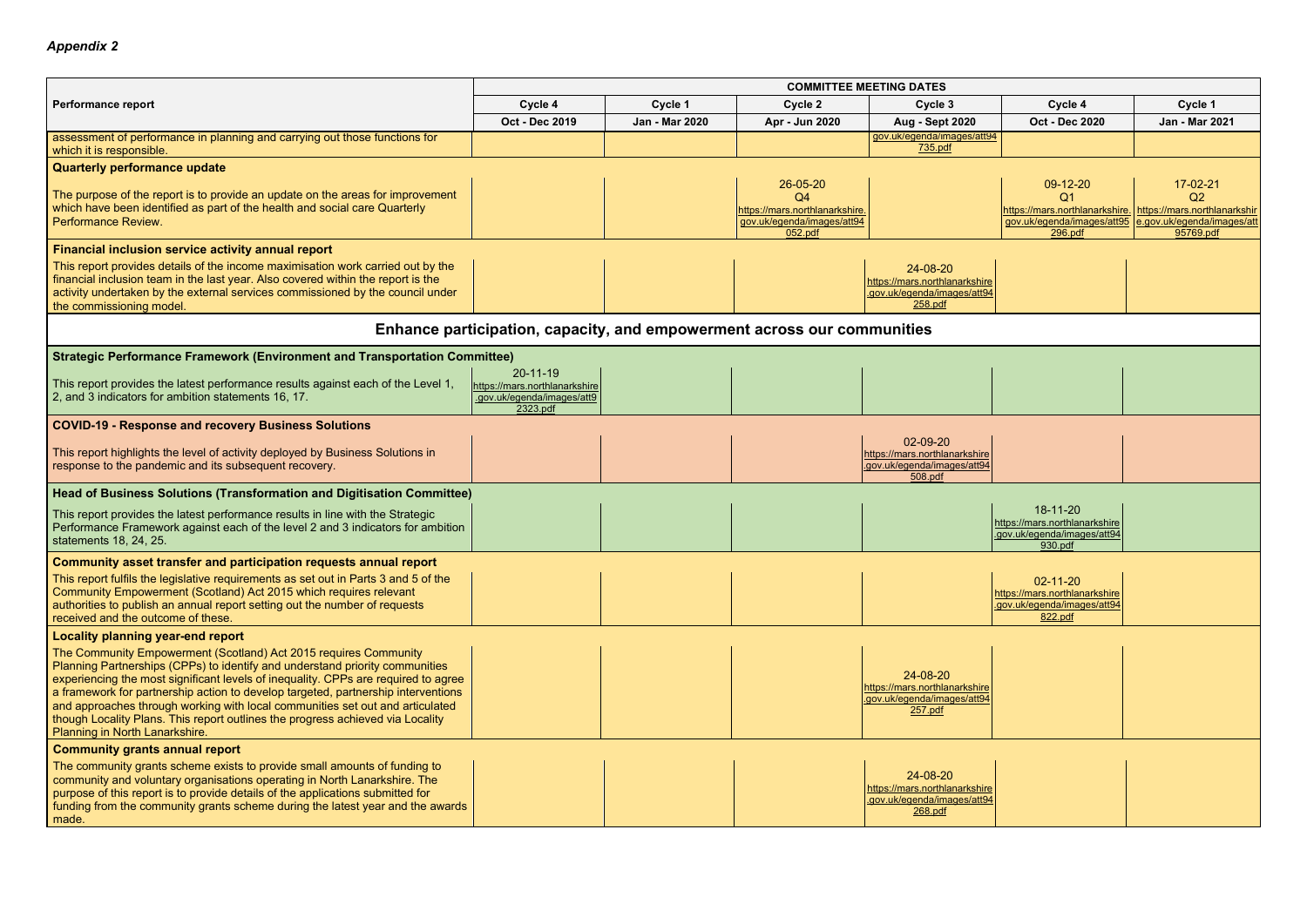*Appendix 2*

| Performance report | COMMITTEE MEETING DATES | | | | | |
|---|---|---|---|---|---|---|
| | Cycle 4 | Cycle 1 | Cycle 2 | Cycle 3 | Cycle 4 | Cycle 1 |
| | Oct - Dec 2019 | Jan - Mar 2020 | Apr - Jun 2020 | Aug - Sept 2020 | Oct - Dec 2020 | Jan - Mar 2021 |
| assessment of performance in planning and carrying out those functions for which it is responsible. | | | | gov.uk/egenda/images/att94735.pdf | | |
| **Quarterly performance update** | | | | | | |
| The purpose of the report is to provide an update on the areas for improvement which have been identified as part of the health and social care Quarterly Performance Review. | | | 26-05-20 Q4 https://mars.northlanarkshire.gov.uk/egenda/images/att94052.pdf | | 09-12-20 Q1 https://mars.northlanarkshire.gov.uk/egenda/images/att95296.pdf | 17-02-21 Q2 https://mars.northlanarkshire.gov.uk/egenda/images/att95769.pdf |
| **Financial inclusion service activity annual report** | | | | | | |
| This report provides details of the income maximisation work carried out by the financial inclusion team in the last year. Also covered within the report is the activity undertaken by the external services commissioned by the council under the commissioning model. | | | | 24-08-20 https://mars.northlanarkshire.gov.uk/egenda/images/att94258.pdf | | |
| **Enhance participation, capacity, and empowerment across our communities** | | | | | | |
| **Strategic Performance Framework (Environment and Transportation Committee)** | | | | | | |
| This report provides the latest performance results against each of the Level 1, 2, and 3 indicators for ambition statements 16, 17. | 20-11-19 https://mars.northlanarkshire.gov.uk/egenda/images/att92323.pdf | | | | | |
| **COVID-19 - Response and recovery Business Solutions** | | | | | | |
| This report highlights the level of activity deployed by Business Solutions in response to the pandemic and its subsequent recovery. | | | | 02-09-20 https://mars.northlanarkshire.gov.uk/egenda/images/att94508.pdf | | |
| **Head of Business Solutions (Transformation and Digitisation Committee)** | | | | | | |
| This report provides the latest performance results in line with the Strategic Performance Framework against each of the level 2 and 3 indicators for ambition statements 18, 24, 25. | | | | | 18-11-20 https://mars.northlanarkshire.gov.uk/egenda/images/att94930.pdf | |
| **Community asset transfer and participation requests annual report** | | | | | | |
| This report fulfils the legislative requirements as set out in Parts 3 and 5 of the Community Empowerment (Scotland) Act 2015 which requires relevant authorities to publish an annual report setting out the number of requests received and the outcome of these. | | | | | 02-11-20 https://mars.northlanarkshire.gov.uk/egenda/images/att94822.pdf | |
| **Locality planning year-end report** | | | | | | |
| The Community Empowerment (Scotland) Act 2015 requires Community Planning Partnerships (CPPs) to identify and understand priority communities experiencing the most significant levels of inequality. CPPs are required to agree a framework for partnership action to develop targeted, partnership interventions and approaches through working with local communities set out and articulated though Locality Plans. This report outlines the progress achieved via Locality Planning in North Lanarkshire. | | | | 24-08-20 https://mars.northlanarkshire.gov.uk/egenda/images/att94257.pdf | | |
| **Community grants annual report** | | | | | | |
| The community grants scheme exists to provide small amounts of funding to community and voluntary organisations operating in North Lanarkshire. The purpose of this report is to provide details of the applications submitted for funding from the community grants scheme during the latest year and the awards made. | | | | 24-08-20 https://mars.northlanarkshire.gov.uk/egenda/images/att94268.pdf | | |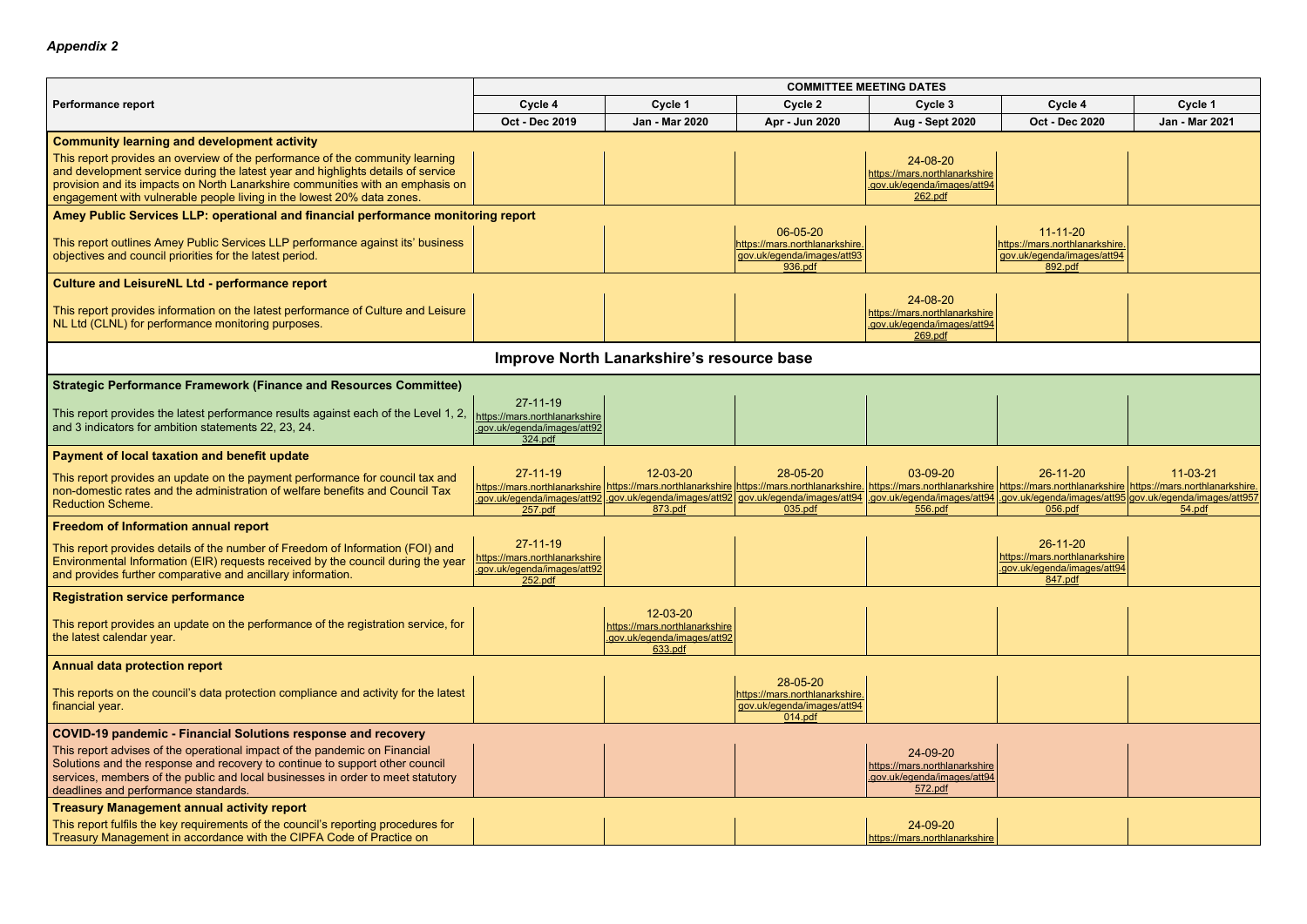*Appendix 2*

| Performance report | COMMITTEE MEETING DATES | | | | | |
|---|---|---|---|---|---|---|
| | Cycle 4 | Cycle 1 | Cycle 2 | Cycle 3 | Cycle 4 | Cycle 1 |
| | Oct - Dec 2019 | Jan - Mar 2020 | Apr - Jun 2020 | Aug - Sept 2020 | Oct - Dec 2020 | Jan - Mar 2021 |
| **Community learning and development activity** | | | | | | |
| This report provides an overview of the performance of the community learning and development service during the latest year and highlights details of service provision and its impacts on North Lanarkshire communities with an emphasis on engagement with vulnerable people living in the lowest 20% data zones. | | | | 24-08-20 https://mars.northlanarkshire.gov.uk/egenda/images/att94262.pdf | | |
| **Amey Public Services LLP: operational and financial performance monitoring report** | | | | | | |
| This report outlines Amey Public Services LLP performance against its' business objectives and council priorities for the latest period. | | | 06-05-20 https://mars.northlanarkshire.gov.uk/egenda/images/att93936.pdf | | 11-11-20 https://mars.northlanarkshire.gov.uk/egenda/images/att94892.pdf | |
| **Culture and LeisureNL Ltd - performance report** | | | | | | |
| This report provides information on the latest performance of Culture and Leisure NL Ltd (CLNL) for performance monitoring purposes. | | | | 24-08-20 https://mars.northlanarkshire.gov.uk/egenda/images/att94269.pdf | | |
| **Improve North Lanarkshire's resource base** | | | | | | |
| **Strategic Performance Framework (Finance and Resources Committee)** | | | | | | |
| This report provides the latest performance results against each of the Level 1, 2, and 3 indicators for ambition statements 22, 23, 24. | 27-11-19 https://mars.northlanarkshire.gov.uk/egenda/images/att92324.pdf | | | | | |
| **Payment of local taxation and benefit update** | | | | | | |
| This report provides an update on the payment performance for council tax and non-domestic rates and the administration of welfare benefits and Council Tax Reduction Scheme. | 27-11-19 https://mars.northlanarkshire.gov.uk/egenda/images/att92257.pdf | 12-03-20 https://mars.northlanarkshire.gov.uk/egenda/images/att92873.pdf | 28-05-20 https://mars.northlanarkshire.gov.uk/egenda/images/att94035.pdf | 03-09-20 https://mars.northlanarkshire.gov.uk/egenda/images/att94556.pdf | 26-11-20 https://mars.northlanarkshire.gov.uk/egenda/images/att95056.pdf | 11-03-21 https://mars.northlanarkshire.gov.uk/egenda/images/att95754.pdf |
| **Freedom of Information annual report** | | | | | | |
| This report provides details of the number of Freedom of Information (FOI) and Environmental Information (EIR) requests received by the council during the year and provides further comparative and ancillary information. | 27-11-19 https://mars.northlanarkshire.gov.uk/egenda/images/att92252.pdf | | | | 26-11-20 https://mars.northlanarkshire.gov.uk/egenda/images/att94847.pdf | |
| **Registration service performance** | | | | | | |
| This report provides an update on the performance of the registration service, for the latest calendar year. | | 12-03-20 https://mars.northlanarkshire.gov.uk/egenda/images/att92633.pdf | | | | |
| **Annual data protection report** | | | | | | |
| This reports on the council's data protection compliance and activity for the latest financial year. | | | 28-05-20 https://mars.northlanarkshire.gov.uk/egenda/images/att94014.pdf | | | |
| **COVID-19 pandemic - Financial Solutions response and recovery** | | | | | | |
| This report advises of the operational impact of the pandemic on Financial Solutions and the response and recovery to continue to support other council services, members of the public and local businesses in order to meet statutory deadlines and performance standards. | | | | 24-09-20 https://mars.northlanarkshire.gov.uk/egenda/images/att94572.pdf | | |
| **Treasury Management annual activity report** | | | | | | |
| This report fulfils the key requirements of the council's reporting procedures for Treasury Management in accordance with the CIPFA Code of Practice on | | | | 24-09-20 https://mars.northlanarkshire | | |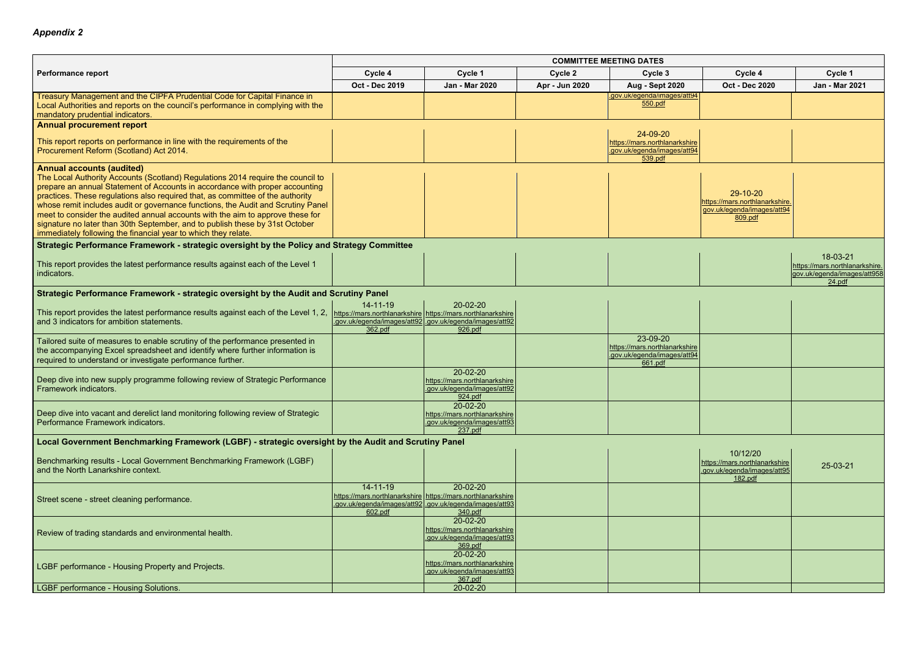*Appendix 2*

| Performance report | COMMITTEE MEETING DATES | | | | | |
|---|---|---|---|---|---|---|
| | Cycle 4 | Cycle 1 | Cycle 2 | Cycle 3 | Cycle 4 | Cycle 1 |
| | Oct - Dec 2019 | Jan - Mar 2020 | Apr - Jun 2020 | Aug - Sept 2020 | Oct - Dec 2020 | Jan - Mar 2021 |
| Treasury Management and the CIPFA Prudential Code for Capital Finance in Local Authorities and reports on the council's performance in complying with the mandatory prudential indicators. | | | | .gov.uk/egenda/images/att94550.pdf | | |
| **Annual procurement report** | | | | | | |
| This report reports on performance in line with the requirements of the Procurement Reform (Scotland) Act 2014. | | | | 24-09-20 https://mars.northlanarkshire.gov.uk/egenda/images/att94539.pdf | | |
| **Annual accounts (audited)** The Local Authority Accounts (Scotland) Regulations 2014 require the council to prepare an annual Statement of Accounts in accordance with proper accounting practices. These regulations also required that, as committee of the authority whose remit includes audit or governance functions, the Audit and Scrutiny Panel meet to consider the audited annual accounts with the aim to approve these for signature no later than 30th September, and to publish these by 31st October immediately following the financial year to which they relate. | | | | | 29-10-20 https://mars.northlanarkshire.gov.uk/egenda/images/att94809.pdf | |
| **Strategic Performance Framework - strategic oversight by the Policy and Strategy Committee** | | | | | | |
| This report provides the latest performance results against each of the Level 1 indicators. | | | | | | 18-03-21 https://mars.northlanarkshire.gov.uk/egenda/images/att95824.pdf |
| **Strategic Performance Framework - strategic oversight by the Audit and Scrutiny Panel** | | | | | | |
| This report provides the latest performance results against each of the Level 1, 2, and 3 indicators for ambition statements. | 14-11-19 https://mars.northlanarkshire.gov.uk/egenda/images/att92362.pdf | 20-02-20 https://mars.northlanarkshire.gov.uk/egenda/images/att92926.pdf | | | | |
| Tailored suite of measures to enable scrutiny of the performance presented in the accompanying Excel spreadsheet and identify where further information is required to understand or investigate performance further. | | | | 23-09-20 https://mars.northlanarkshire.gov.uk/egenda/images/att94661.pdf | | |
| Deep dive into new supply programme following review of Strategic Performance Framework indicators. | | 20-02-20 https://mars.northlanarkshire.gov.uk/egenda/images/att92924.pdf | | | | |
| Deep dive into vacant and derelict land monitoring following review of Strategic Performance Framework indicators. | | 20-02-20 https://mars.northlanarkshire.gov.uk/egenda/images/att93237.pdf | | | | |
| **Local Government Benchmarking Framework (LGBF) - strategic oversight by the Audit and Scrutiny Panel** | | | | | | |
| Benchmarking results - Local Government Benchmarking Framework (LGBF) and the North Lanarkshire context. | | | | | 10/12/20 https://mars.northlanarkshire.gov.uk/egenda/images/att95182.pdf | 25-03-21 |
| Street scene - street cleaning performance. | 14-11-19 https://mars.northlanarkshire.gov.uk/egenda/images/att92602.pdf | 20-02-20 https://mars.northlanarkshire.gov.uk/egenda/images/att93340.pdf | | | | |
| Review of trading standards and environmental health. | | 20-02-20 https://mars.northlanarkshire.gov.uk/egenda/images/att93369.pdf | | | | |
| LGBF performance - Housing Property and Projects. | | 20-02-20 https://mars.northlanarkshire.gov.uk/egenda/images/att93367.pdf | | | | |
| LGBF performance - Housing Solutions. | | 20-02-20 | | | | |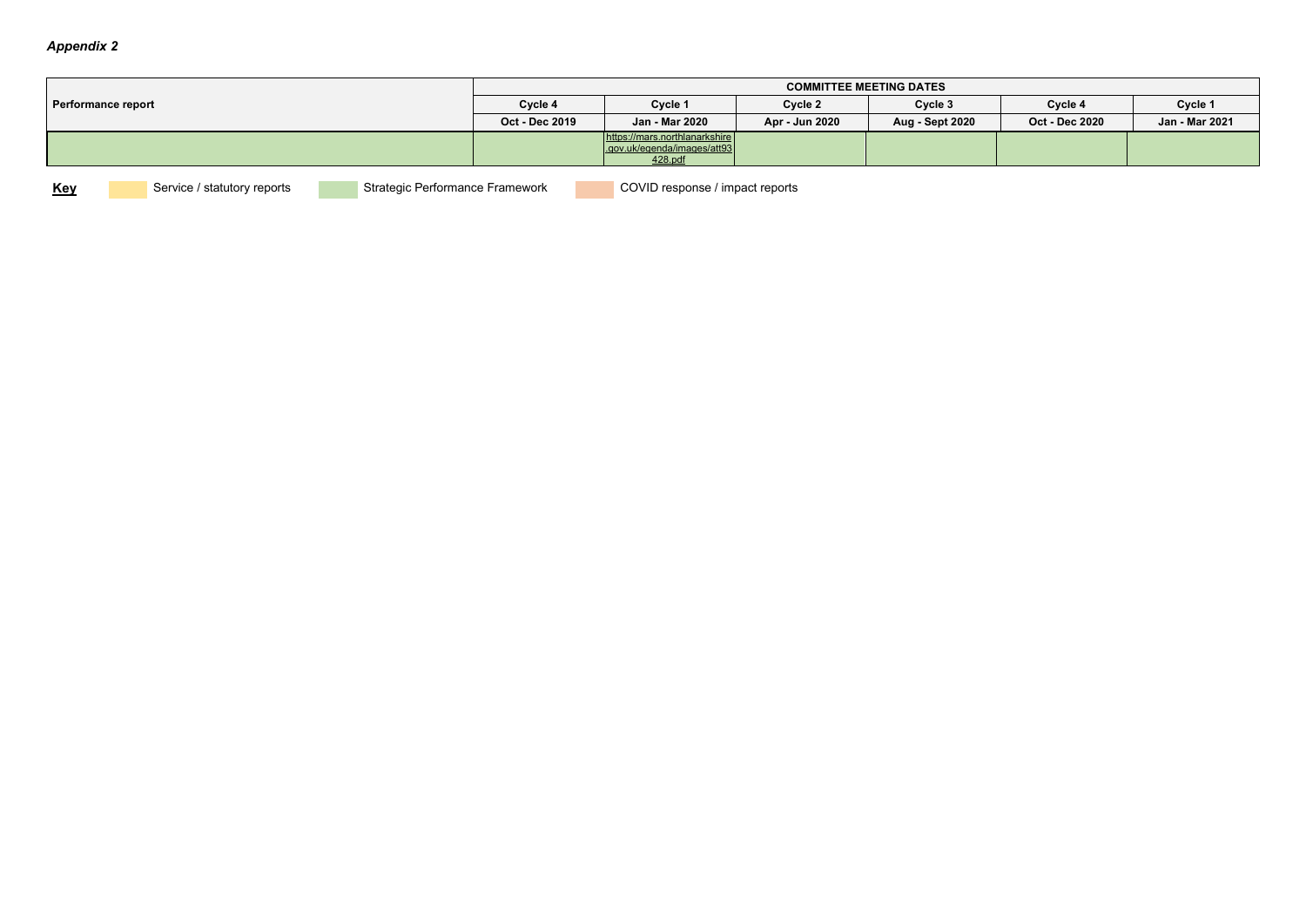*Appendix 2*

| Performance report | COMMITTEE MEETING DATES | | | | | |
|---|---|---|---|---|---|---|
| | Cycle 4 | Cycle 1 | Cycle 2 | Cycle 3 | Cycle 4 | Cycle 1 |
| | Oct - Dec 2019 | Jan - Mar 2020 | Apr - Jun 2020 | Aug - Sept 2020 | Oct - Dec 2020 | Jan - Mar 2021 |
| | | https://mars.northlanarkshire.gov.uk/egenda/images/att93428.pdf | | | | |

**Key** Service / statutory reports Strategic Performance Framework COVID response / impact reports